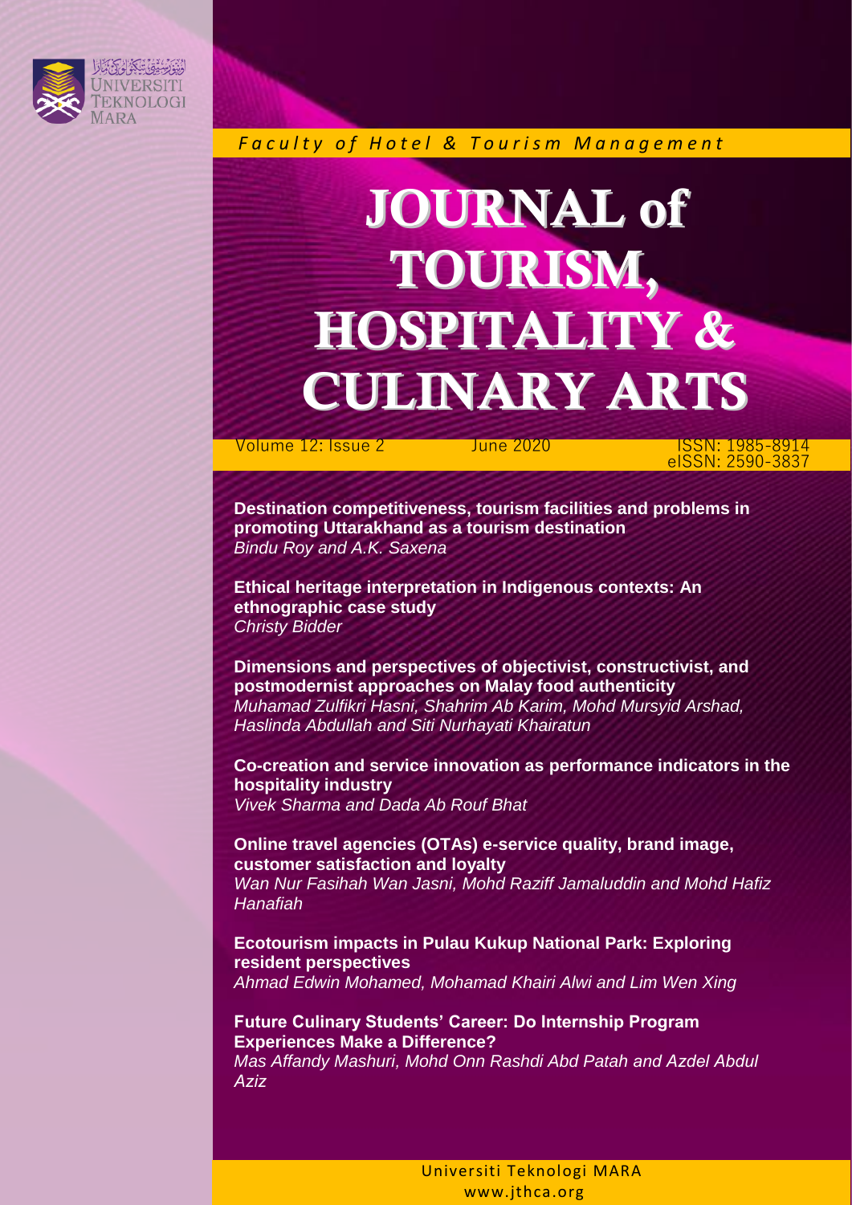UNIVERSITI TEKNOLOGI MARA

*Faculty of Hotel & Tourism Management*

# JOURNAL of TOURISM, HOSPITALITY & CULINARY ARTS

Volume 12: Issue 2 June 2020 ISSN: 1985-8914 eISSN: 2590-3837

**Destination competitiveness, tourism facilities and problems in promoting Uttarakhand as a tourism destination**
*Bindu Roy and A.K. Saxena*

**Ethical heritage interpretation in Indigenous contexts: An ethnographic case study**
*Christy Bidder*

**Dimensions and perspectives of objectivist, constructivist, and postmodernist approaches on Malay food authenticity**
*Muhamad Zulfikri Hasni, Shahrim Ab Karim, Mohd Mursyid Arshad, Haslinda Abdullah and Siti Nurhayati Khairatun*

**Co-creation and service innovation as performance indicators in the hospitality industry**
*Vivek Sharma and Dada Ab Rouf Bhat*

**Online travel agencies (OTAs) e-service quality, brand image, customer satisfaction and loyalty**
*Wan Nur Fasihah Wan Jasni, Mohd Raziff Jamaluddin and Mohd Hafiz Hanafiah*

**Ecotourism impacts in Pulau Kukup National Park: Exploring resident perspectives**
*Ahmad Edwin Mohamed, Mohamad Khairi Alwi and Lim Wen Xing*

**Future Culinary Students' Career: Do Internship Program Experiences Make a Difference?**
*Mas Affandy Mashuri, Mohd Onn Rashdi Abd Patah and Azdel Abdul Aziz*

Universiti Teknologi MARA
www.jthca.org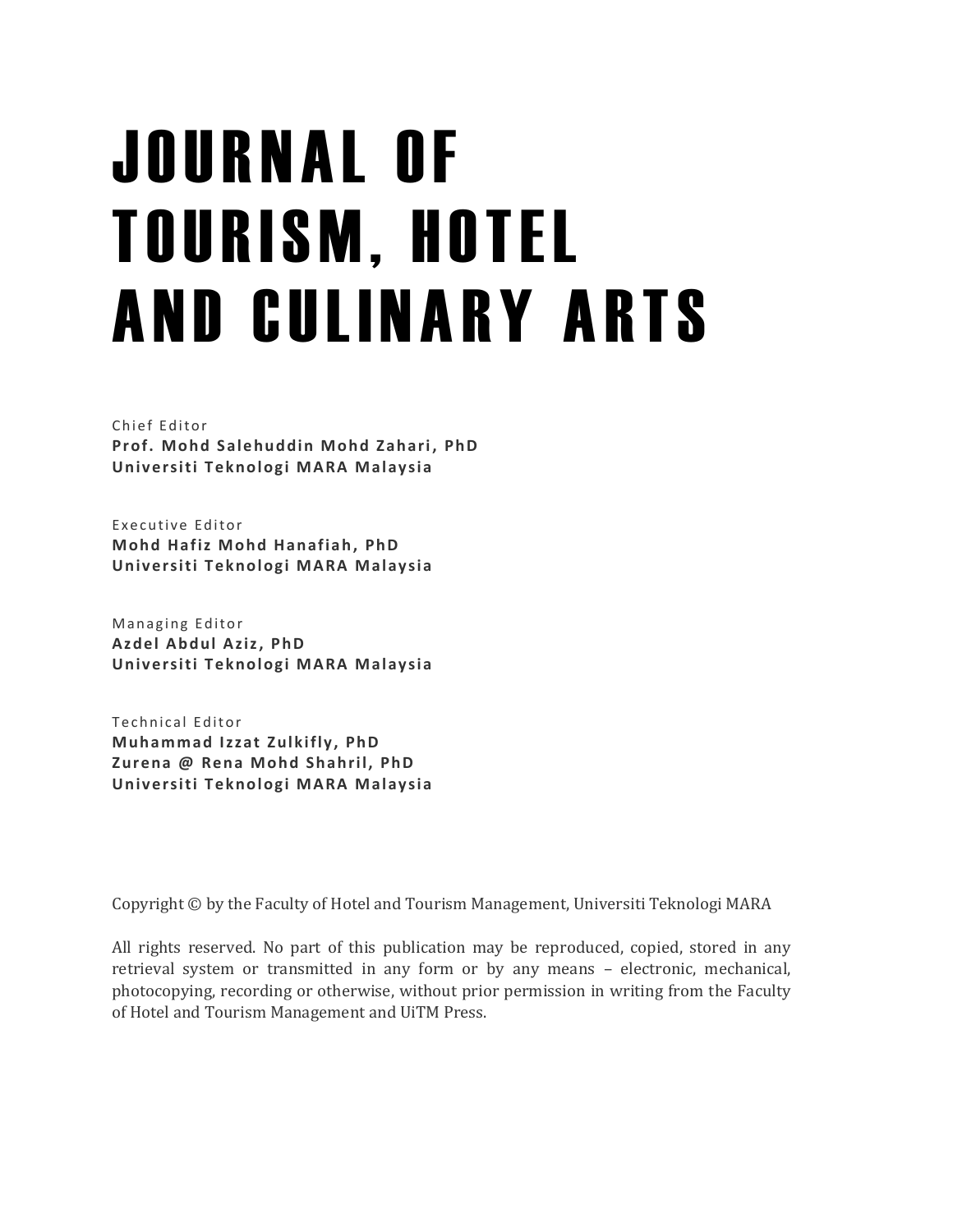# JOURNAL OF TOURISM, HOTEL AND CULINARY ARTS

Chief Editor
**Prof. Mohd Salehuddin Mohd Zahari, PhD**
**Universiti Teknologi MARA Malaysia**

Executive Editor
**Mohd Hafiz Mohd Hanafiah, PhD**
**Universiti Teknologi MARA Malaysia**

Managing Editor
**Azdel Abdul Aziz, PhD**
**Universiti Teknologi MARA Malaysia**

Technical Editor
**Muhammad Izzat Zulkifly, PhD**
**Zurena @ Rena Mohd Shahril, PhD**
**Universiti Teknologi MARA Malaysia**

Copyright © by the Faculty of Hotel and Tourism Management, Universiti Teknologi MARA

All rights reserved. No part of this publication may be reproduced, copied, stored in any retrieval system or transmitted in any form or by any means – electronic, mechanical, photocopying, recording or otherwise, without prior permission in writing from the Faculty of Hotel and Tourism Management and UiTM Press.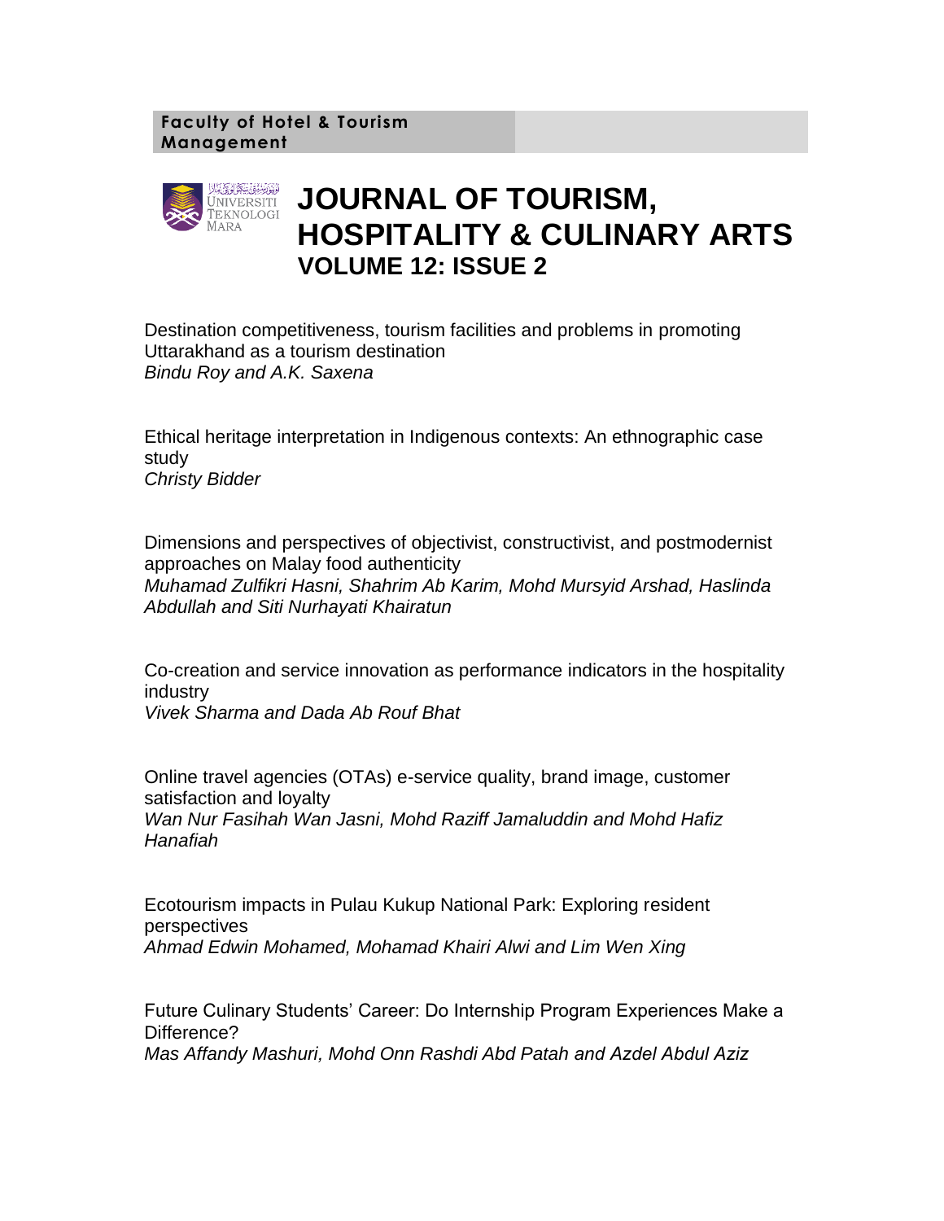**Faculty of Hotel & Tourism Management**

UNIVERSITI TEKNOLOGI MARA

# JOURNAL OF TOURISM, HOSPITALITY & CULINARY ARTS

## VOLUME 12: ISSUE 2

Destination competitiveness, tourism facilities and problems in promoting Uttarakhand as a tourism destination
*Bindu Roy and A.K. Saxena*

Ethical heritage interpretation in Indigenous contexts: An ethnographic case study
*Christy Bidder*

Dimensions and perspectives of objectivist, constructivist, and postmodernist approaches on Malay food authenticity
*Muhamad Zulfikri Hasni, Shahrim Ab Karim, Mohd Mursyid Arshad, Haslinda Abdullah and Siti Nurhayati Khairatun*

Co-creation and service innovation as performance indicators in the hospitality industry
*Vivek Sharma and Dada Ab Rouf Bhat*

Online travel agencies (OTAs) e-service quality, brand image, customer satisfaction and loyalty
*Wan Nur Fasihah Wan Jasni, Mohd Raziff Jamaluddin and Mohd Hafiz Hanafiah*

Ecotourism impacts in Pulau Kukup National Park: Exploring resident perspectives
*Ahmad Edwin Mohamed, Mohamad Khairi Alwi and Lim Wen Xing*

Future Culinary Students' Career: Do Internship Program Experiences Make a Difference?
*Mas Affandy Mashuri, Mohd Onn Rashdi Abd Patah and Azdel Abdul Aziz*